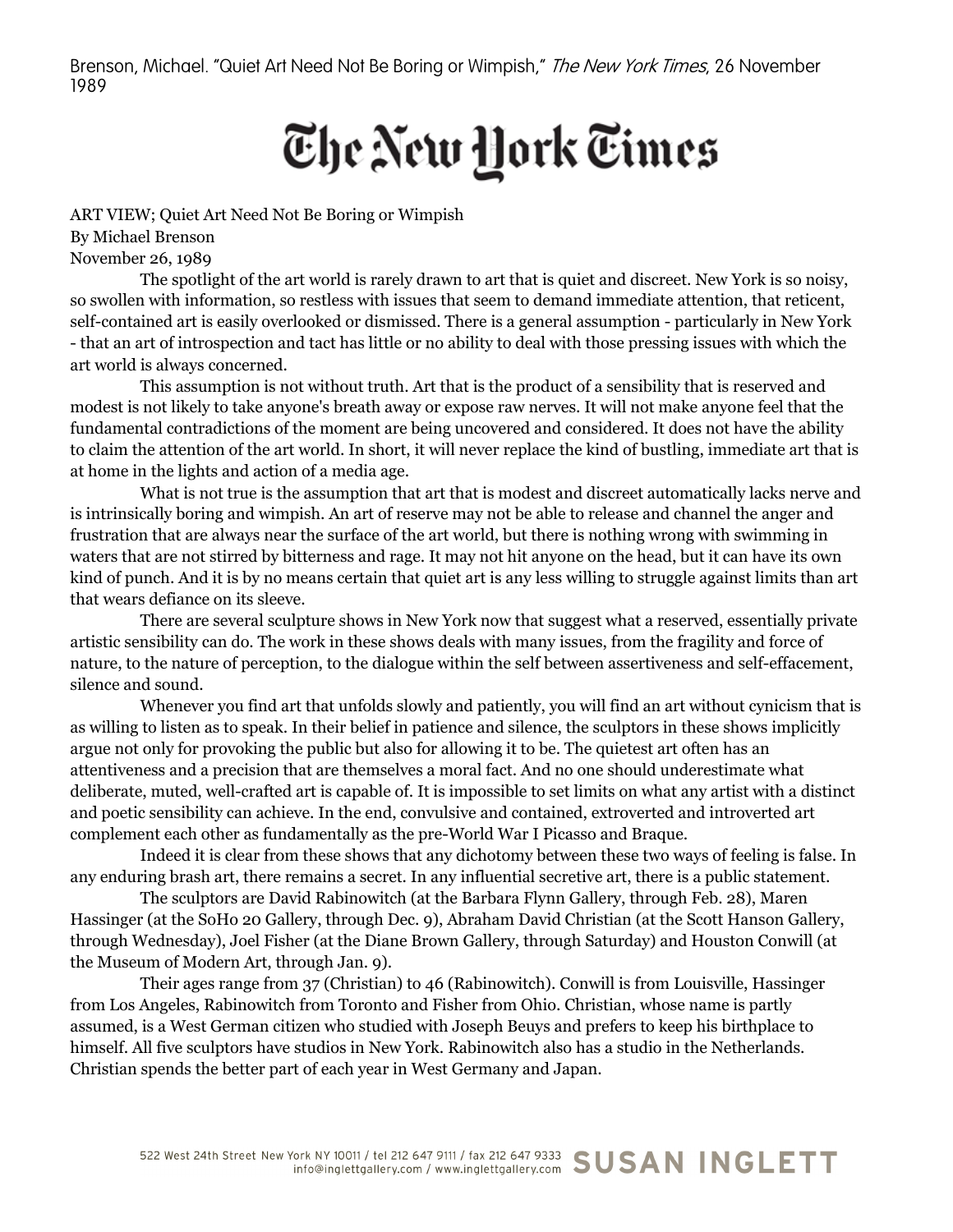Brenson, Michael. "Quiet Art Need Not Be Boring or Wimpish," *The New York Times*, 26 November 1989

# The New York Times

ART VIEW; Quiet Art Need Not Be Boring or Wimpish
By Michael Brenson
November 26, 1989

The spotlight of the art world is rarely drawn to art that is quiet and discreet. New York is so noisy, so swollen with information, so restless with issues that seem to demand immediate attention, that reticent, self-contained art is easily overlooked or dismissed. There is a general assumption - particularly in New York - that an art of introspection and tact has little or no ability to deal with those pressing issues with which the art world is always concerned.

This assumption is not without truth. Art that is the product of a sensibility that is reserved and modest is not likely to take anyone's breath away or expose raw nerves. It will not make anyone feel that the fundamental contradictions of the moment are being uncovered and considered. It does not have the ability to claim the attention of the art world. In short, it will never replace the kind of bustling, immediate art that is at home in the lights and action of a media age.

What is not true is the assumption that art that is modest and discreet automatically lacks nerve and is intrinsically boring and wimpish. An art of reserve may not be able to release and channel the anger and frustration that are always near the surface of the art world, but there is nothing wrong with swimming in waters that are not stirred by bitterness and rage. It may not hit anyone on the head, but it can have its own kind of punch. And it is by no means certain that quiet art is any less willing to struggle against limits than art that wears defiance on its sleeve.

There are several sculpture shows in New York now that suggest what a reserved, essentially private artistic sensibility can do. The work in these shows deals with many issues, from the fragility and force of nature, to the nature of perception, to the dialogue within the self between assertiveness and self-effacement, silence and sound.

Whenever you find art that unfolds slowly and patiently, you will find an art without cynicism that is as willing to listen as to speak. In their belief in patience and silence, the sculptors in these shows implicitly argue not only for provoking the public but also for allowing it to be. The quietest art often has an attentiveness and a precision that are themselves a moral fact. And no one should underestimate what deliberate, muted, well-crafted art is capable of. It is impossible to set limits on what any artist with a distinct and poetic sensibility can achieve. In the end, convulsive and contained, extroverted and introverted art complement each other as fundamentally as the pre-World War I Picasso and Braque.

Indeed it is clear from these shows that any dichotomy between these two ways of feeling is false. In any enduring brash art, there remains a secret. In any influential secretive art, there is a public statement.

The sculptors are David Rabinowitch (at the Barbara Flynn Gallery, through Feb. 28), Maren Hassinger (at the SoHo 20 Gallery, through Dec. 9), Abraham David Christian (at the Scott Hanson Gallery, through Wednesday), Joel Fisher (at the Diane Brown Gallery, through Saturday) and Houston Conwill (at the Museum of Modern Art, through Jan. 9).

Their ages range from 37 (Christian) to 46 (Rabinowitch). Conwill is from Louisville, Hassinger from Los Angeles, Rabinowitch from Toronto and Fisher from Ohio. Christian, whose name is partly assumed, is a West German citizen who studied with Joseph Beuys and prefers to keep his birthplace to himself. All five sculptors have studios in New York. Rabinowitch also has a studio in the Netherlands. Christian spends the better part of each year in West Germany and Japan.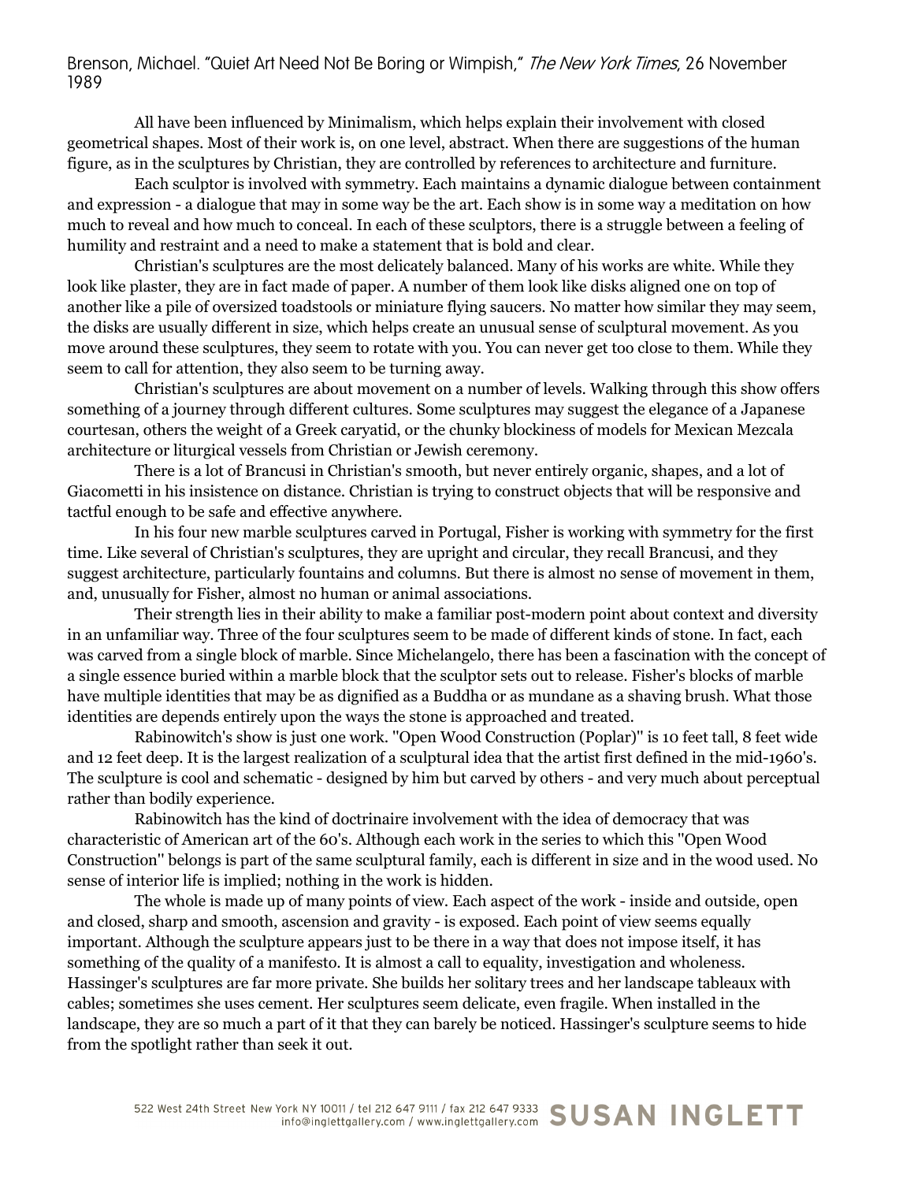All have been influenced by Minimalism, which helps explain their involvement with closed geometrical shapes. Most of their work is, on one level, abstract. When there are suggestions of the human figure, as in the sculptures by Christian, they are controlled by references to architecture and furniture.

Each sculptor is involved with symmetry. Each maintains a dynamic dialogue between containment and expression - a dialogue that may in some way be the art. Each show is in some way a meditation on how much to reveal and how much to conceal. In each of these sculptors, there is a struggle between a feeling of humility and restraint and a need to make a statement that is bold and clear.

Christian's sculptures are the most delicately balanced. Many of his works are white. While they look like plaster, they are in fact made of paper. A number of them look like disks aligned one on top of another like a pile of oversized toadstools or miniature flying saucers. No matter how similar they may seem, the disks are usually different in size, which helps create an unusual sense of sculptural movement. As you move around these sculptures, they seem to rotate with you. You can never get too close to them. While they seem to call for attention, they also seem to be turning away.

Christian's sculptures are about movement on a number of levels. Walking through this show offers something of a journey through different cultures. Some sculptures may suggest the elegance of a Japanese courtesan, others the weight of a Greek caryatid, or the chunky blockiness of models for Mexican Mezcala architecture or liturgical vessels from Christian or Jewish ceremony.

There is a lot of Brancusi in Christian's smooth, but never entirely organic, shapes, and a lot of Giacometti in his insistence on distance. Christian is trying to construct objects that will be responsive and tactful enough to be safe and effective anywhere.

In his four new marble sculptures carved in Portugal, Fisher is working with symmetry for the first time. Like several of Christian's sculptures, they are upright and circular, they recall Brancusi, and they suggest architecture, particularly fountains and columns. But there is almost no sense of movement in them, and, unusually for Fisher, almost no human or animal associations.

Their strength lies in their ability to make a familiar post-modern point about context and diversity in an unfamiliar way. Three of the four sculptures seem to be made of different kinds of stone. In fact, each was carved from a single block of marble. Since Michelangelo, there has been a fascination with the concept of a single essence buried within a marble block that the sculptor sets out to release. Fisher's blocks of marble have multiple identities that may be as dignified as a Buddha or as mundane as a shaving brush. What those identities are depends entirely upon the ways the stone is approached and treated.

Rabinowitch's show is just one work. ''Open Wood Construction (Poplar)'' is 10 feet tall, 8 feet wide and 12 feet deep. It is the largest realization of a sculptural idea that the artist first defined in the mid-1960's. The sculpture is cool and schematic - designed by him but carved by others - and very much about perceptual rather than bodily experience.

Rabinowitch has the kind of doctrinaire involvement with the idea of democracy that was characteristic of American art of the 60's. Although each work in the series to which this ''Open Wood Construction'' belongs is part of the same sculptural family, each is different in size and in the wood used. No sense of interior life is implied; nothing in the work is hidden.

The whole is made up of many points of view. Each aspect of the work - inside and outside, open and closed, sharp and smooth, ascension and gravity - is exposed. Each point of view seems equally important. Although the sculpture appears just to be there in a way that does not impose itself, it has something of the quality of a manifesto. It is almost a call to equality, investigation and wholeness. Hassinger's sculptures are far more private. She builds her solitary trees and her landscape tableaux with cables; sometimes she uses cement. Her sculptures seem delicate, even fragile. When installed in the landscape, they are so much a part of it that they can barely be noticed. Hassinger's sculpture seems to hide from the spotlight rather than seek it out.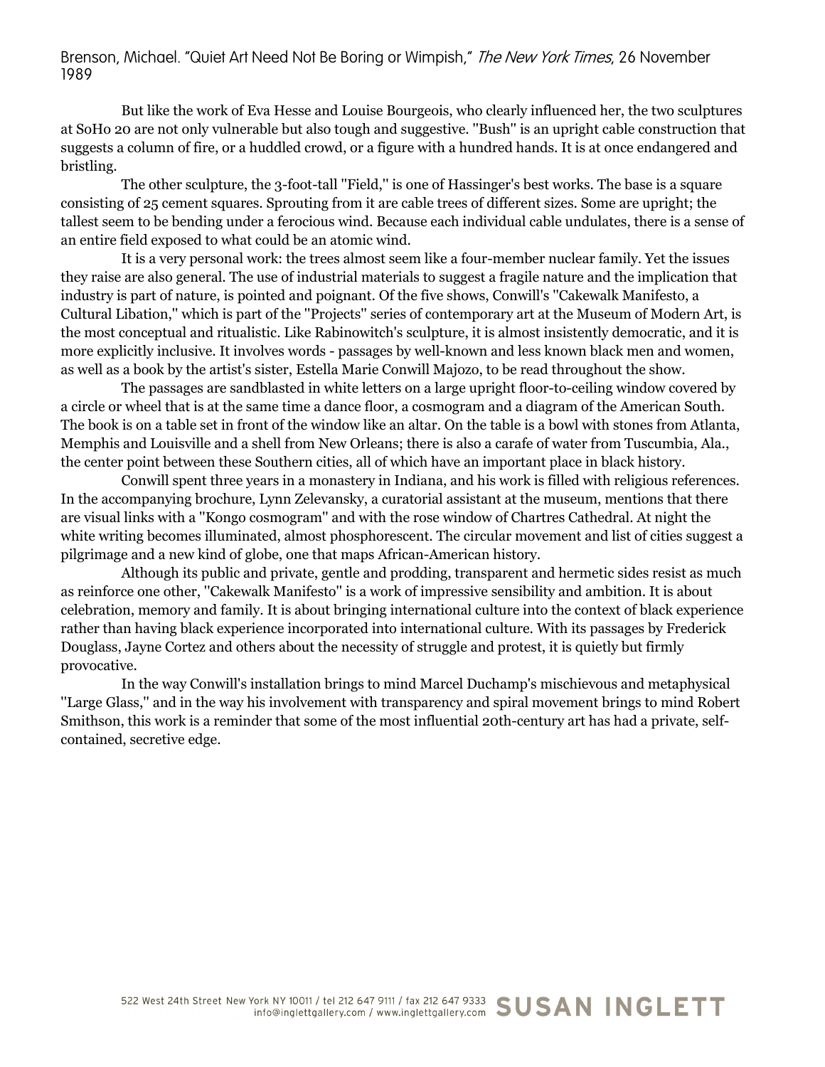But like the work of Eva Hesse and Louise Bourgeois, who clearly influenced her, the two sculptures at SoHo 20 are not only vulnerable but also tough and suggestive. ''Bush'' is an upright cable construction that suggests a column of fire, or a huddled crowd, or a figure with a hundred hands. It is at once endangered and bristling.

The other sculpture, the 3-foot-tall ''Field,'' is one of Hassinger's best works. The base is a square consisting of 25 cement squares. Sprouting from it are cable trees of different sizes. Some are upright; the tallest seem to be bending under a ferocious wind. Because each individual cable undulates, there is a sense of an entire field exposed to what could be an atomic wind.

It is a very personal work: the trees almost seem like a four-member nuclear family. Yet the issues they raise are also general. The use of industrial materials to suggest a fragile nature and the implication that industry is part of nature, is pointed and poignant. Of the five shows, Conwill's ''Cakewalk Manifesto, a Cultural Libation,'' which is part of the ''Projects'' series of contemporary art at the Museum of Modern Art, is the most conceptual and ritualistic. Like Rabinowitch's sculpture, it is almost insistently democratic, and it is more explicitly inclusive. It involves words - passages by well-known and less known black men and women, as well as a book by the artist's sister, Estella Marie Conwill Majozo, to be read throughout the show.

The passages are sandblasted in white letters on a large upright floor-to-ceiling window covered by a circle or wheel that is at the same time a dance floor, a cosmogram and a diagram of the American South. The book is on a table set in front of the window like an altar. On the table is a bowl with stones from Atlanta, Memphis and Louisville and a shell from New Orleans; there is also a carafe of water from Tuscumbia, Ala., the center point between these Southern cities, all of which have an important place in black history.

Conwill spent three years in a monastery in Indiana, and his work is filled with religious references. In the accompanying brochure, Lynn Zelevansky, a curatorial assistant at the museum, mentions that there are visual links with a ''Kongo cosmogram'' and with the rose window of Chartres Cathedral. At night the white writing becomes illuminated, almost phosphorescent. The circular movement and list of cities suggest a pilgrimage and a new kind of globe, one that maps African-American history.

Although its public and private, gentle and prodding, transparent and hermetic sides resist as much as reinforce one other, ''Cakewalk Manifesto'' is a work of impressive sensibility and ambition. It is about celebration, memory and family. It is about bringing international culture into the context of black experience rather than having black experience incorporated into international culture. With its passages by Frederick Douglass, Jayne Cortez and others about the necessity of struggle and protest, it is quietly but firmly provocative.

In the way Conwill's installation brings to mind Marcel Duchamp's mischievous and metaphysical ''Large Glass,'' and in the way his involvement with transparency and spiral movement brings to mind Robert Smithson, this work is a reminder that some of the most influential 20th-century art has had a private, self-contained, secretive edge.